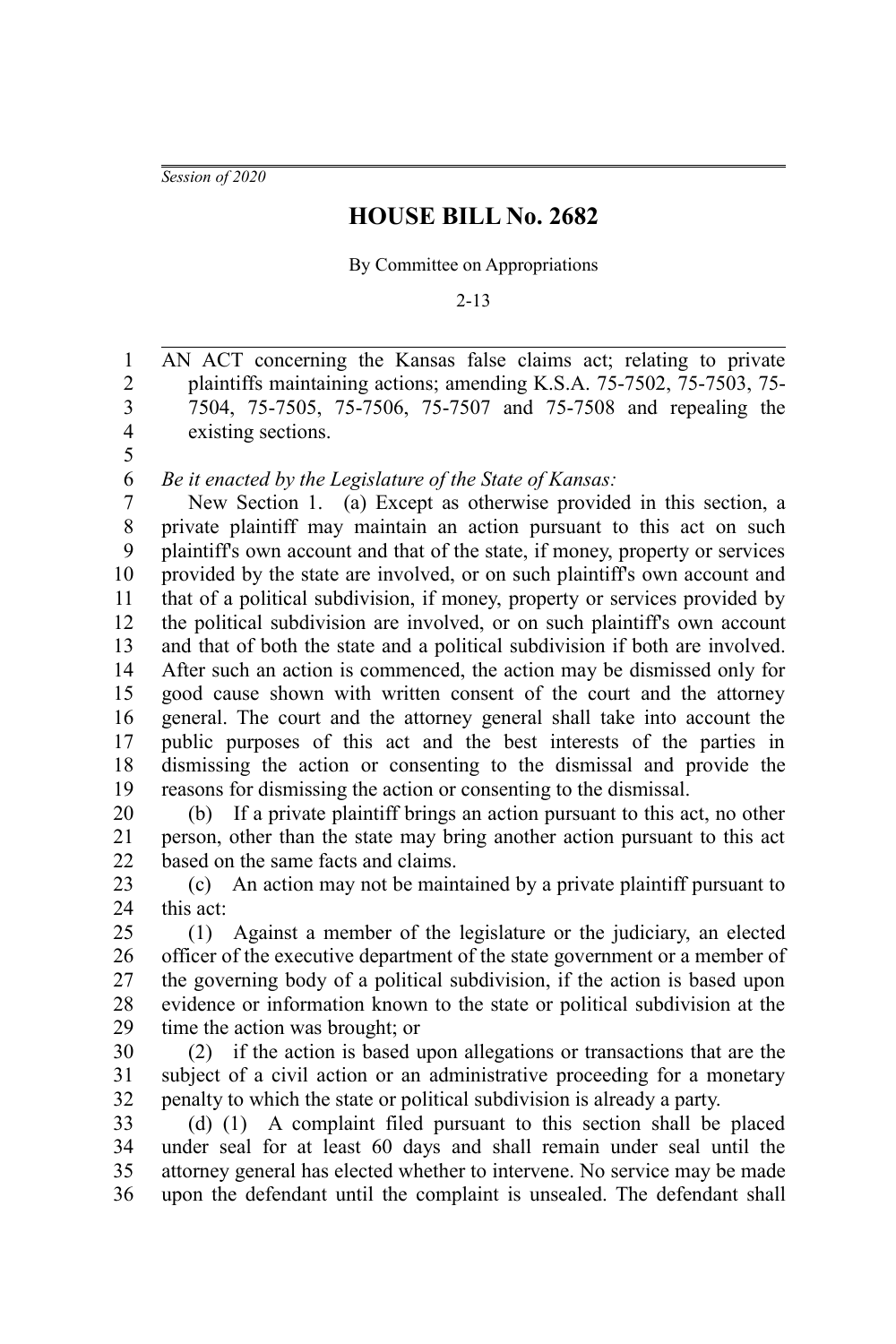*Session of 2020*

# HOUSE BILL No. 2682

By Committee on Appropriations

2-13

AN ACT concerning the Kansas false claims act; relating to private plaintiffs maintaining actions; amending K.S.A. 75-7502, 75-7503, 75-7504, 75-7505, 75-7506, 75-7507 and 75-7508 and repealing the existing sections.

*Be it enacted by the Legislature of the State of Kansas:*

New Section 1. (a) Except as otherwise provided in this section, a private plaintiff may maintain an action pursuant to this act on such plaintiff's own account and that of the state, if money, property or services provided by the state are involved, or on such plaintiff's own account and that of a political subdivision, if money, property or services provided by the political subdivision are involved, or on such plaintiff's own account and that of both the state and a political subdivision if both are involved. After such an action is commenced, the action may be dismissed only for good cause shown with written consent of the court and the attorney general. The court and the attorney general shall take into account the public purposes of this act and the best interests of the parties in dismissing the action or consenting to the dismissal and provide the reasons for dismissing the action or consenting to the dismissal.

(b) If a private plaintiff brings an action pursuant to this act, no other person, other than the state may bring another action pursuant to this act based on the same facts and claims.

(c) An action may not be maintained by a private plaintiff pursuant to this act:

(1) Against a member of the legislature or the judiciary, an elected officer of the executive department of the state government or a member of the governing body of a political subdivision, if the action is based upon evidence or information known to the state or political subdivision at the time the action was brought; or

(2) if the action is based upon allegations or transactions that are the subject of a civil action or an administrative proceeding for a monetary penalty to which the state or political subdivision is already a party.

(d) (1) A complaint filed pursuant to this section shall be placed under seal for at least 60 days and shall remain under seal until the attorney general has elected whether to intervene. No service may be made upon the defendant until the complaint is unsealed. The defendant shall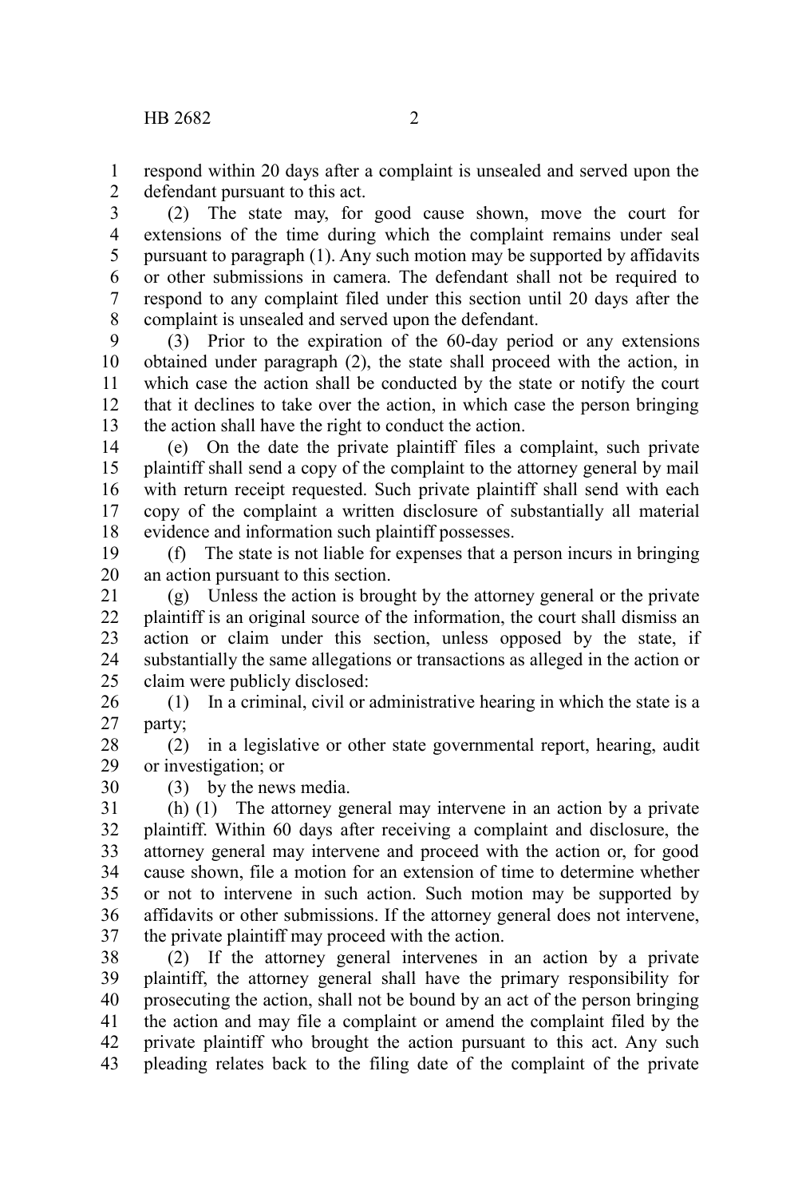respond within 20 days after a complaint is unsealed and served upon the defendant pursuant to this act.

(2) The state may, for good cause shown, move the court for extensions of the time during which the complaint remains under seal pursuant to paragraph (1). Any such motion may be supported by affidavits or other submissions in camera. The defendant shall not be required to respond to any complaint filed under this section until 20 days after the complaint is unsealed and served upon the defendant.

(3) Prior to the expiration of the 60-day period or any extensions obtained under paragraph (2), the state shall proceed with the action, in which case the action shall be conducted by the state or notify the court that it declines to take over the action, in which case the person bringing the action shall have the right to conduct the action.

(e) On the date the private plaintiff files a complaint, such private plaintiff shall send a copy of the complaint to the attorney general by mail with return receipt requested. Such private plaintiff shall send with each copy of the complaint a written disclosure of substantially all material evidence and information such plaintiff possesses.

(f) The state is not liable for expenses that a person incurs in bringing an action pursuant to this section.

(g) Unless the action is brought by the attorney general or the private plaintiff is an original source of the information, the court shall dismiss an action or claim under this section, unless opposed by the state, if substantially the same allegations or transactions as alleged in the action or claim were publicly disclosed:

(1) In a criminal, civil or administrative hearing in which the state is a party;

(2) in a legislative or other state governmental report, hearing, audit or investigation; or

(3) by the news media.

(h) (1) The attorney general may intervene in an action by a private plaintiff. Within 60 days after receiving a complaint and disclosure, the attorney general may intervene and proceed with the action or, for good cause shown, file a motion for an extension of time to determine whether or not to intervene in such action. Such motion may be supported by affidavits or other submissions. If the attorney general does not intervene, the private plaintiff may proceed with the action.

(2) If the attorney general intervenes in an action by a private plaintiff, the attorney general shall have the primary responsibility for prosecuting the action, shall not be bound by an act of the person bringing the action and may file a complaint or amend the complaint filed by the private plaintiff who brought the action pursuant to this act. Any such pleading relates back to the filing date of the complaint of the private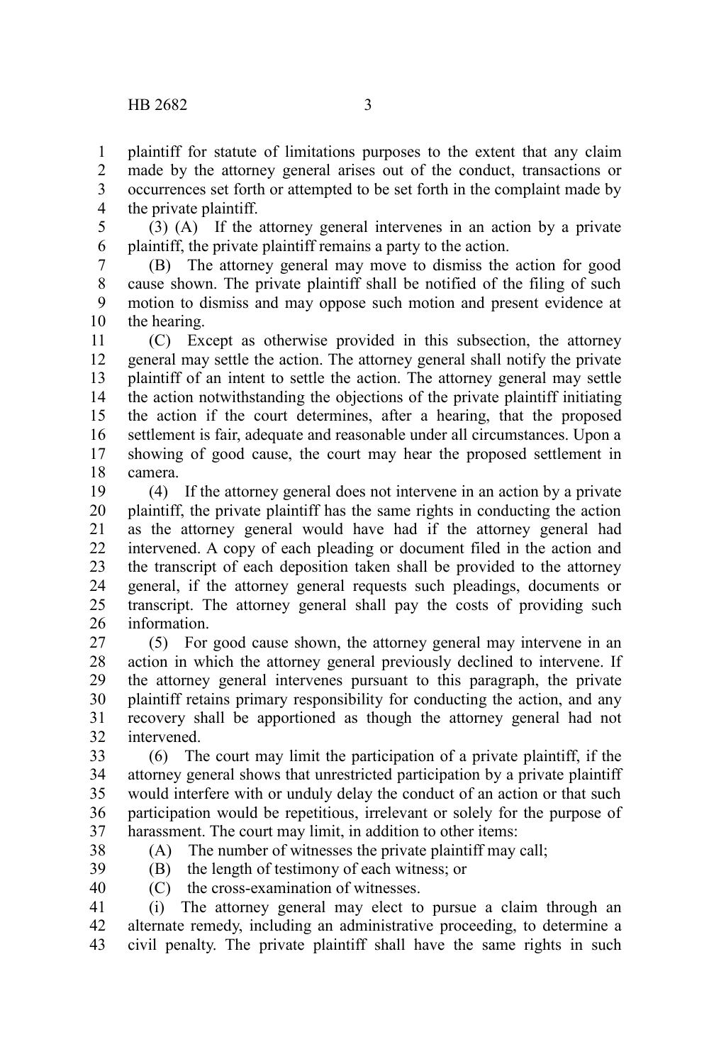plaintiff for statute of limitations purposes to the extent that any claim made by the attorney general arises out of the conduct, transactions or occurrences set forth or attempted to be set forth in the complaint made by the private plaintiff.

(3) (A) If the attorney general intervenes in an action by a private plaintiff, the private plaintiff remains a party to the action.

(B) The attorney general may move to dismiss the action for good cause shown. The private plaintiff shall be notified of the filing of such motion to dismiss and may oppose such motion and present evidence at the hearing.

(C) Except as otherwise provided in this subsection, the attorney general may settle the action. The attorney general shall notify the private plaintiff of an intent to settle the action. The attorney general may settle the action notwithstanding the objections of the private plaintiff initiating the action if the court determines, after a hearing, that the proposed settlement is fair, adequate and reasonable under all circumstances. Upon a showing of good cause, the court may hear the proposed settlement in camera.

(4) If the attorney general does not intervene in an action by a private plaintiff, the private plaintiff has the same rights in conducting the action as the attorney general would have had if the attorney general had intervened. A copy of each pleading or document filed in the action and the transcript of each deposition taken shall be provided to the attorney general, if the attorney general requests such pleadings, documents or transcript. The attorney general shall pay the costs of providing such information.

(5) For good cause shown, the attorney general may intervene in an action in which the attorney general previously declined to intervene. If the attorney general intervenes pursuant to this paragraph, the private plaintiff retains primary responsibility for conducting the action, and any recovery shall be apportioned as though the attorney general had not intervened.

(6) The court may limit the participation of a private plaintiff, if the attorney general shows that unrestricted participation by a private plaintiff would interfere with or unduly delay the conduct of an action or that such participation would be repetitious, irrelevant or solely for the purpose of harassment. The court may limit, in addition to other items:

(A) The number of witnesses the private plaintiff may call;

(B) the length of testimony of each witness; or

(C) the cross-examination of witnesses.

(i) The attorney general may elect to pursue a claim through an alternate remedy, including an administrative proceeding, to determine a civil penalty. The private plaintiff shall have the same rights in such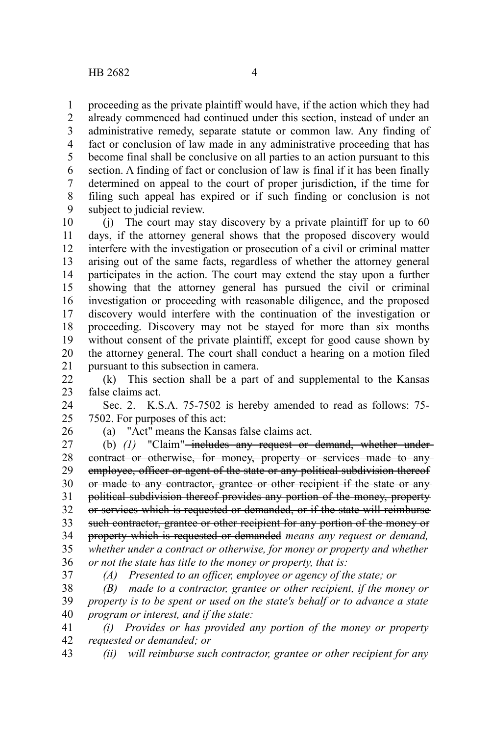proceeding as the private plaintiff would have, if the action which they had already commenced had continued under this section, instead of under an administrative remedy, separate statute or common law. Any finding of fact or conclusion of law made in any administrative proceeding that has become final shall be conclusive on all parties to an action pursuant to this section. A finding of fact or conclusion of law is final if it has been finally determined on appeal to the court of proper jurisdiction, if the time for filing such appeal has expired or if such finding or conclusion is not subject to judicial review.

(j) The court may stay discovery by a private plaintiff for up to 60 days, if the attorney general shows that the proposed discovery would interfere with the investigation or prosecution of a civil or criminal matter arising out of the same facts, regardless of whether the attorney general participates in the action. The court may extend the stay upon a further showing that the attorney general has pursued the civil or criminal investigation or proceeding with reasonable diligence, and the proposed discovery would interfere with the continuation of the investigation or proceeding. Discovery may not be stayed for more than six months without consent of the private plaintiff, except for good cause shown by the attorney general. The court shall conduct a hearing on a motion filed pursuant to this subsection in camera.

(k) This section shall be a part of and supplemental to the Kansas false claims act.

Sec. 2. K.S.A. 75-7502 is hereby amended to read as follows: 75-7502. For purposes of this act:

(a) "Act" means the Kansas false claims act.

(b) *(1)* "Claim" ~~includes any request or demand, whether under contract or otherwise, for money, property or services made to any employee, officer or agent of the state or any political subdivision thereof or made to any contractor, grantee or other recipient if the state or any political subdivision thereof provides any portion of the money, property or services which is requested or demanded, or if the state will reimburse such contractor, grantee or other recipient for any portion of the money or property which is requested or demanded~~ *means any request or demand, whether under a contract or otherwise, for money or property and whether or not the state has title to the money or property, that is:*

*(A) Presented to an officer, employee or agency of the state; or*

*(B) made to a contractor, grantee or other recipient, if the money or property is to be spent or used on the state's behalf or to advance a state program or interest, and if the state:*

*(i) Provides or has provided any portion of the money or property requested or demanded; or*

*(ii) will reimburse such contractor, grantee or other recipient for any*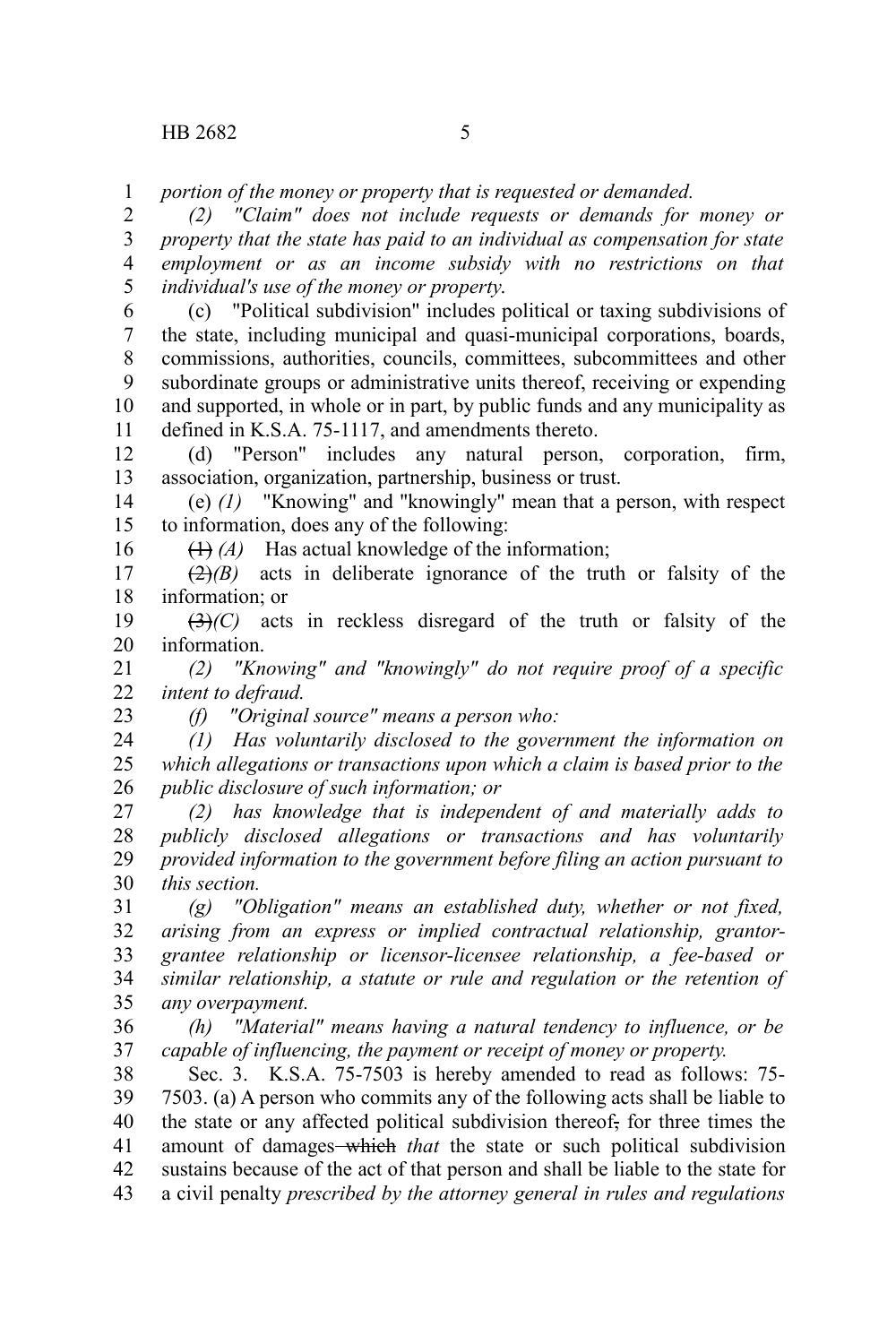*portion of the money or property that is requested or demanded.*

*(2) "Claim" does not include requests or demands for money or property that the state has paid to an individual as compensation for state employment or as an income subsidy with no restrictions on that individual's use of the money or property.*

(c) "Political subdivision" includes political or taxing subdivisions of the state, including municipal and quasi-municipal corporations, boards, commissions, authorities, councils, committees, subcommittees and other subordinate groups or administrative units thereof, receiving or expending and supported, in whole or in part, by public funds and any municipality as defined in K.S.A. 75-1117, and amendments thereto.

(d) "Person" includes any natural person, corporation, firm, association, organization, partnership, business or trust.

(e) *(1)* "Knowing" and "knowingly" mean that a person, with respect to information, does any of the following:

~~(1)~~ *(A)* Has actual knowledge of the information;

~~(2)~~*(B)* acts in deliberate ignorance of the truth or falsity of the information; or

~~(3)~~*(C)* acts in reckless disregard of the truth or falsity of the information.

*(2) "Knowing" and "knowingly" do not require proof of a specific intent to defraud.*

*(f) "Original source" means a person who:*

*(1) Has voluntarily disclosed to the government the information on which allegations or transactions upon which a claim is based prior to the public disclosure of such information; or*

*(2) has knowledge that is independent of and materially adds to publicly disclosed allegations or transactions and has voluntarily provided information to the government before filing an action pursuant to this section.*

*(g) "Obligation" means an established duty, whether or not fixed, arising from an express or implied contractual relationship, grantor-grantee relationship or licensor-licensee relationship, a fee-based or similar relationship, a statute or rule and regulation or the retention of any overpayment.*

*(h) "Material" means having a natural tendency to influence, or be capable of influencing, the payment or receipt of money or property.*

Sec. 3. K.S.A. 75-7503 is hereby amended to read as follows: 75-7503. (a) A person who commits any of the following acts shall be liable to the state or any affected political subdivision thereof~~,~~ for three times the amount of damages ~~which~~ *that* the state or such political subdivision sustains because of the act of that person and shall be liable to the state for a civil penalty *prescribed by the attorney general in rules and regulations*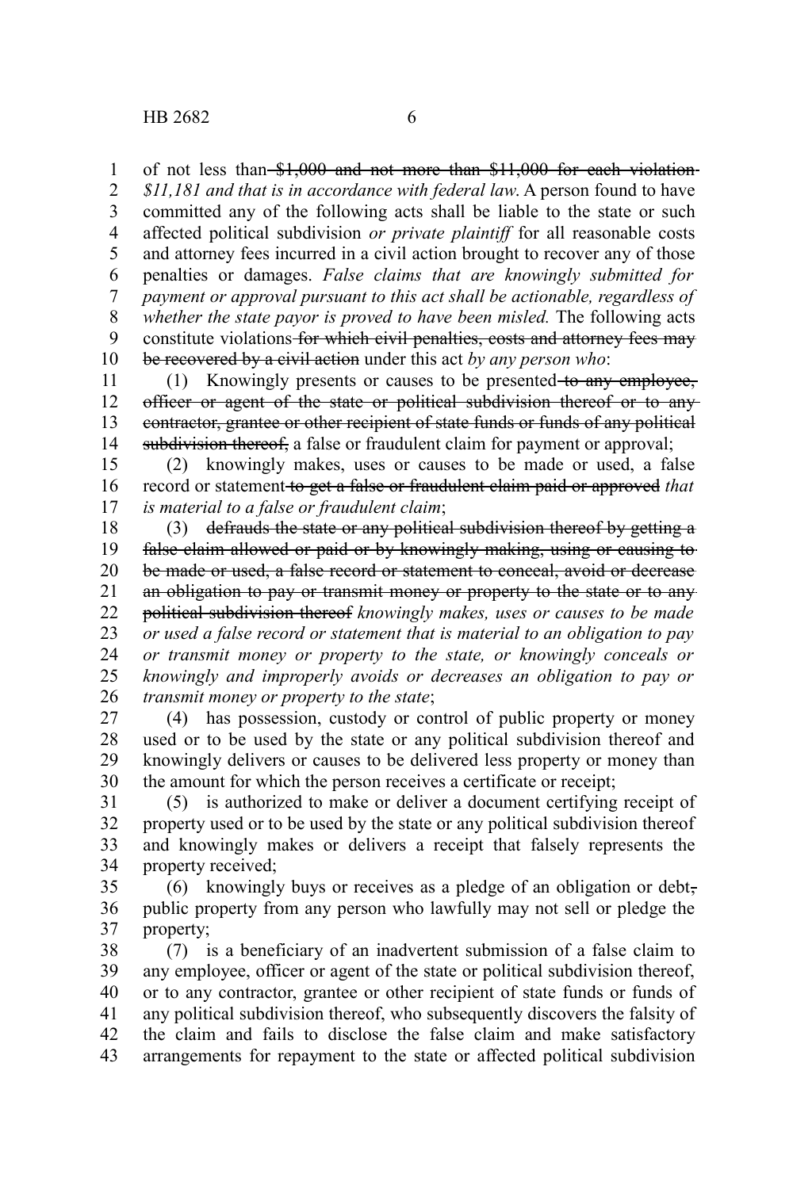of not less than ~~$1,000 and not more than $11,000 for each violation~~ *$11,181 and that is in accordance with federal law*. A person found to have committed any of the following acts shall be liable to the state or such affected political subdivision *or private plaintiff* for all reasonable costs and attorney fees incurred in a civil action brought to recover any of those penalties or damages. *False claims that are knowingly submitted for payment or approval pursuant to this act shall be actionable, regardless of whether the state payor is proved to have been misled.* The following acts constitute violations ~~for which civil penalties, costs and attorney fees may be recovered by a civil action~~ under this act *by any person who*:

(1) Knowingly presents or causes to be presented ~~to any employee, officer or agent of the state or political subdivision thereof or to any contractor, grantee or other recipient of state funds or funds of any political subdivision thereof,~~ a false or fraudulent claim for payment or approval;

(2) knowingly makes, uses or causes to be made or used, a false record or statement ~~to get a false or fraudulent claim paid or approved~~ *that is material to a false or fraudulent claim*;

(3) ~~defrauds the state or any political subdivision thereof by getting a false claim allowed or paid or by knowingly making, using or causing to be made or used, a false record or statement to conceal, avoid or decrease an obligation to pay or transmit money or property to the state or to any political subdivision thereof~~ *knowingly makes, uses or causes to be made or used a false record or statement that is material to an obligation to pay or transmit money or property to the state, or knowingly conceals or knowingly and improperly avoids or decreases an obligation to pay or transmit money or property to the state*;

(4) has possession, custody or control of public property or money used or to be used by the state or any political subdivision thereof and knowingly delivers or causes to be delivered less property or money than the amount for which the person receives a certificate or receipt;

(5) is authorized to make or deliver a document certifying receipt of property used or to be used by the state or any political subdivision thereof and knowingly makes or delivers a receipt that falsely represents the property received;

(6) knowingly buys or receives as a pledge of an obligation or debt~~,~~ public property from any person who lawfully may not sell or pledge the property;

(7) is a beneficiary of an inadvertent submission of a false claim to any employee, officer or agent of the state or political subdivision thereof, or to any contractor, grantee or other recipient of state funds or funds of any political subdivision thereof, who subsequently discovers the falsity of the claim and fails to disclose the false claim and make satisfactory arrangements for repayment to the state or affected political subdivision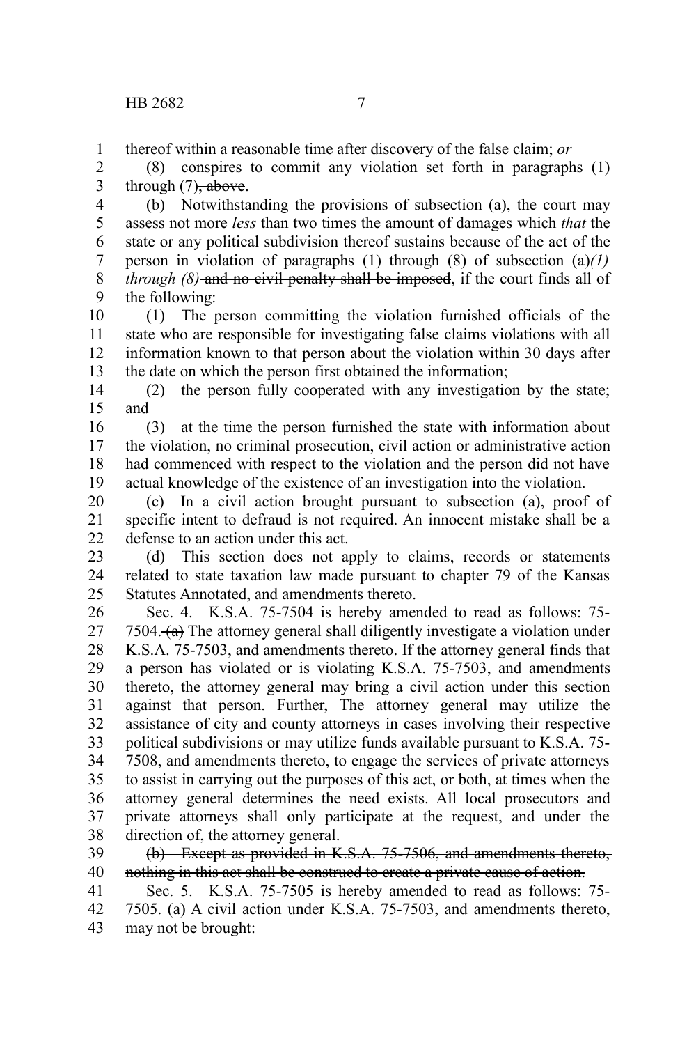thereof within a reasonable time after discovery of the false claim; *or*

(8) conspires to commit any violation set forth in paragraphs (1) through (7)~~, above~~.

(b) Notwithstanding the provisions of subsection (a), the court may assess not ~~more~~ *less* than two times the amount of damages ~~which~~ *that* the state or any political subdivision thereof sustains because of the act of the person in violation of ~~paragraphs (1) through (8) of~~ subsection (a)*(1) through (8)* ~~and no civil penalty shall be imposed~~, if the court finds all of the following:

(1) The person committing the violation furnished officials of the state who are responsible for investigating false claims violations with all information known to that person about the violation within 30 days after the date on which the person first obtained the information;

(2) the person fully cooperated with any investigation by the state; and

(3) at the time the person furnished the state with information about the violation, no criminal prosecution, civil action or administrative action had commenced with respect to the violation and the person did not have actual knowledge of the existence of an investigation into the violation.

(c) In a civil action brought pursuant to subsection (a), proof of specific intent to defraud is not required. An innocent mistake shall be a defense to an action under this act.

(d) This section does not apply to claims, records or statements related to state taxation law made pursuant to chapter 79 of the Kansas Statutes Annotated, and amendments thereto.

Sec. 4. K.S.A. 75-7504 is hereby amended to read as follows: 75-7504. ~~(a)~~ The attorney general shall diligently investigate a violation under K.S.A. 75-7503, and amendments thereto. If the attorney general finds that a person has violated or is violating K.S.A. 75-7503, and amendments thereto, the attorney general may bring a civil action under this section against that person. ~~Further,~~ The attorney general may utilize the assistance of city and county attorneys in cases involving their respective political subdivisions or may utilize funds available pursuant to K.S.A. 75-7508, and amendments thereto, to engage the services of private attorneys to assist in carrying out the purposes of this act, or both, at times when the attorney general determines the need exists. All local prosecutors and private attorneys shall only participate at the request, and under the direction of, the attorney general.

~~(b) Except as provided in K.S.A. 75-7506, and amendments thereto, nothing in this act shall be construed to create a private cause of action.~~

Sec. 5. K.S.A. 75-7505 is hereby amended to read as follows: 75-7505. (a) A civil action under K.S.A. 75-7503, and amendments thereto, may not be brought: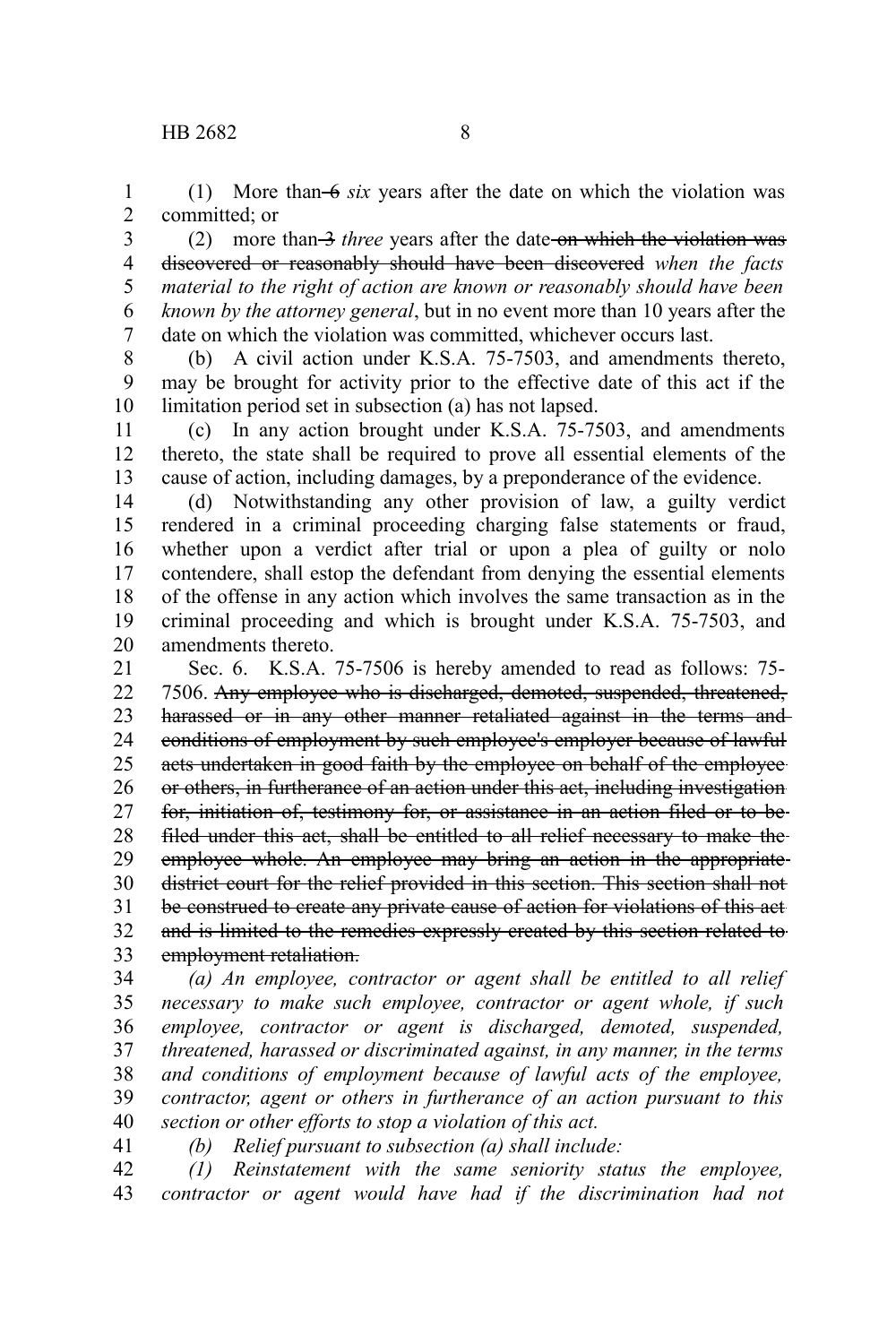(1) More than ~~6~~ *six* years after the date on which the violation was committed; or

(2) more than ~~3~~ *three* years after the date ~~on which the violation was discovered or reasonably should have been discovered~~ *when the facts material to the right of action are known or reasonably should have been known by the attorney general*, but in no event more than 10 years after the date on which the violation was committed, whichever occurs last.

(b) A civil action under K.S.A. 75-7503, and amendments thereto, may be brought for activity prior to the effective date of this act if the limitation period set in subsection (a) has not lapsed.

(c) In any action brought under K.S.A. 75-7503, and amendments thereto, the state shall be required to prove all essential elements of the cause of action, including damages, by a preponderance of the evidence.

(d) Notwithstanding any other provision of law, a guilty verdict rendered in a criminal proceeding charging false statements or fraud, whether upon a verdict after trial or upon a plea of guilty or nolo contendere, shall estop the defendant from denying the essential elements of the offense in any action which involves the same transaction as in the criminal proceeding and which is brought under K.S.A. 75-7503, and amendments thereto.

Sec. 6. K.S.A. 75-7506 is hereby amended to read as follows: 75-7506. ~~Any employee who is discharged, demoted, suspended, threatened, harassed or in any other manner retaliated against in the terms and conditions of employment by such employee's employer because of lawful acts undertaken in good faith by the employee on behalf of the employee or others, in furtherance of an action under this act, including investigation for, initiation of, testimony for, or assistance in an action filed or to be filed under this act, shall be entitled to all relief necessary to make the employee whole. An employee may bring an action in the appropriate district court for the relief provided in this section. This section shall not be construed to create any private cause of action for violations of this act and is limited to the remedies expressly created by this section related to employment retaliation.~~

*(a) An employee, contractor or agent shall be entitled to all relief necessary to make such employee, contractor or agent whole, if such employee, contractor or agent is discharged, demoted, suspended, threatened, harassed or discriminated against, in any manner, in the terms and conditions of employment because of lawful acts of the employee, contractor, agent or others in furtherance of an action pursuant to this section or other efforts to stop a violation of this act.*

*(b) Relief pursuant to subsection (a) shall include:*

*(1) Reinstatement with the same seniority status the employee, contractor or agent would have had if the discrimination had not*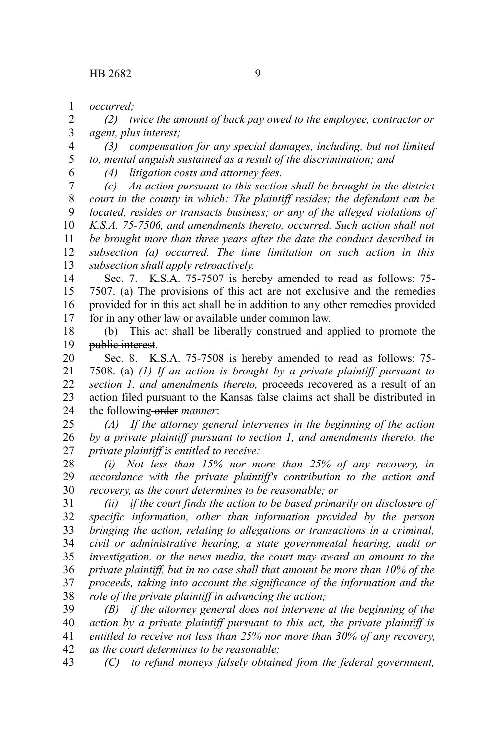*occurred;*

*(2) twice the amount of back pay owed to the employee, contractor or agent, plus interest;*

*(3) compensation for any special damages, including, but not limited to, mental anguish sustained as a result of the discrimination; and*

*(4) litigation costs and attorney fees.*

*(c) An action pursuant to this section shall be brought in the district court in the county in which: The plaintiff resides; the defendant can be located, resides or transacts business; or any of the alleged violations of K.S.A. 75-7506, and amendments thereto, occurred. Such action shall not be brought more than three years after the date the conduct described in subsection (a) occurred. The time limitation on such action in this subsection shall apply retroactively.*

Sec. 7. K.S.A. 75-7507 is hereby amended to read as follows: 75-7507. (a) The provisions of this act are not exclusive and the remedies provided for in this act shall be in addition to any other remedies provided for in any other law or available under common law.

(b) This act shall be liberally construed and applied ~~to promote the public interest~~.

Sec. 8. K.S.A. 75-7508 is hereby amended to read as follows: 75-7508. (a) *(1) If an action is brought by a private plaintiff pursuant to section 1, and amendments thereto,* proceeds recovered as a result of an action filed pursuant to the Kansas false claims act shall be distributed in the following ~~order~~ *manner*:

*(A) If the attorney general intervenes in the beginning of the action by a private plaintiff pursuant to section 1, and amendments thereto, the private plaintiff is entitled to receive:*

*(i) Not less than 15% nor more than 25% of any recovery, in accordance with the private plaintiff's contribution to the action and recovery, as the court determines to be reasonable; or*

*(ii) if the court finds the action to be based primarily on disclosure of specific information, other than information provided by the person bringing the action, relating to allegations or transactions in a criminal, civil or administrative hearing, a state governmental hearing, audit or investigation, or the news media, the court may award an amount to the private plaintiff, but in no case shall that amount be more than 10% of the proceeds, taking into account the significance of the information and the role of the private plaintiff in advancing the action;*

*(B) if the attorney general does not intervene at the beginning of the action by a private plaintiff pursuant to this act, the private plaintiff is entitled to receive not less than 25% nor more than 30% of any recovery, as the court determines to be reasonable;*

*(C) to refund moneys falsely obtained from the federal government,*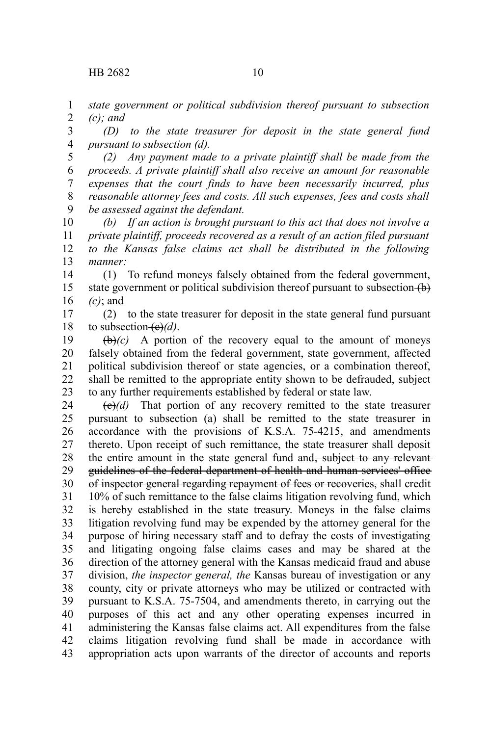*state government or political subdivision thereof pursuant to subsection (c); and*

*(D) to the state treasurer for deposit in the state general fund pursuant to subsection (d).*

*(2) Any payment made to a private plaintiff shall be made from the proceeds. A private plaintiff shall also receive an amount for reasonable expenses that the court finds to have been necessarily incurred, plus reasonable attorney fees and costs. All such expenses, fees and costs shall be assessed against the defendant.*

*(b) If an action is brought pursuant to this act that does not involve a private plaintiff, proceeds recovered as a result of an action filed pursuant to the Kansas false claims act shall be distributed in the following manner:*

(1) To refund moneys falsely obtained from the federal government, state government or political subdivision thereof pursuant to subsection ~~(b)~~ *(c)*; and

(2) to the state treasurer for deposit in the state general fund pursuant to subsection ~~(c)~~*(d)*.

~~(b)~~*(c)* A portion of the recovery equal to the amount of moneys falsely obtained from the federal government, state government, affected political subdivision thereof or state agencies, or a combination thereof, shall be remitted to the appropriate entity shown to be defrauded, subject to any further requirements established by federal or state law.

~~(c)~~*(d)* That portion of any recovery remitted to the state treasurer pursuant to subsection (a) shall be remitted to the state treasurer in accordance with the provisions of K.S.A. 75-4215, and amendments thereto. Upon receipt of such remittance, the state treasurer shall deposit the entire amount in the state general fund and~~, subject to any relevant guidelines of the federal department of health and human services' office of inspector general regarding repayment of fees or recoveries,~~ shall credit 10% of such remittance to the false claims litigation revolving fund, which is hereby established in the state treasury. Moneys in the false claims litigation revolving fund may be expended by the attorney general for the purpose of hiring necessary staff and to defray the costs of investigating and litigating ongoing false claims cases and may be shared at the direction of the attorney general with the Kansas medicaid fraud and abuse division, *the inspector general, the* Kansas bureau of investigation or any county, city or private attorneys who may be utilized or contracted with pursuant to K.S.A. 75-7504, and amendments thereto, in carrying out the purposes of this act and any other operating expenses incurred in administering the Kansas false claims act. All expenditures from the false claims litigation revolving fund shall be made in accordance with appropriation acts upon warrants of the director of accounts and reports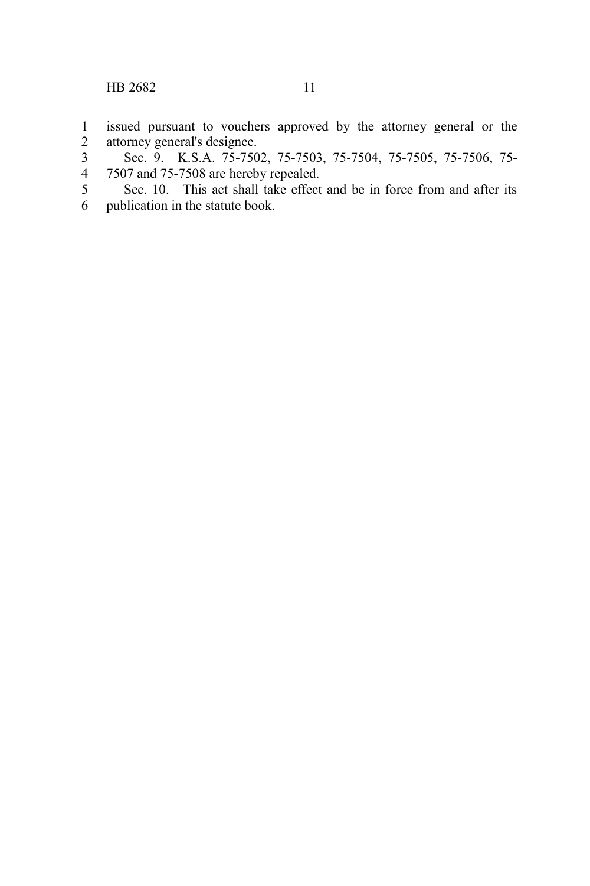issued pursuant to vouchers approved by the attorney general or the attorney general's designee.

Sec. 9. K.S.A. 75-7502, 75-7503, 75-7504, 75-7505, 75-7506, 75-7507 and 75-7508 are hereby repealed.

Sec. 10. This act shall take effect and be in force from and after its publication in the statute book.